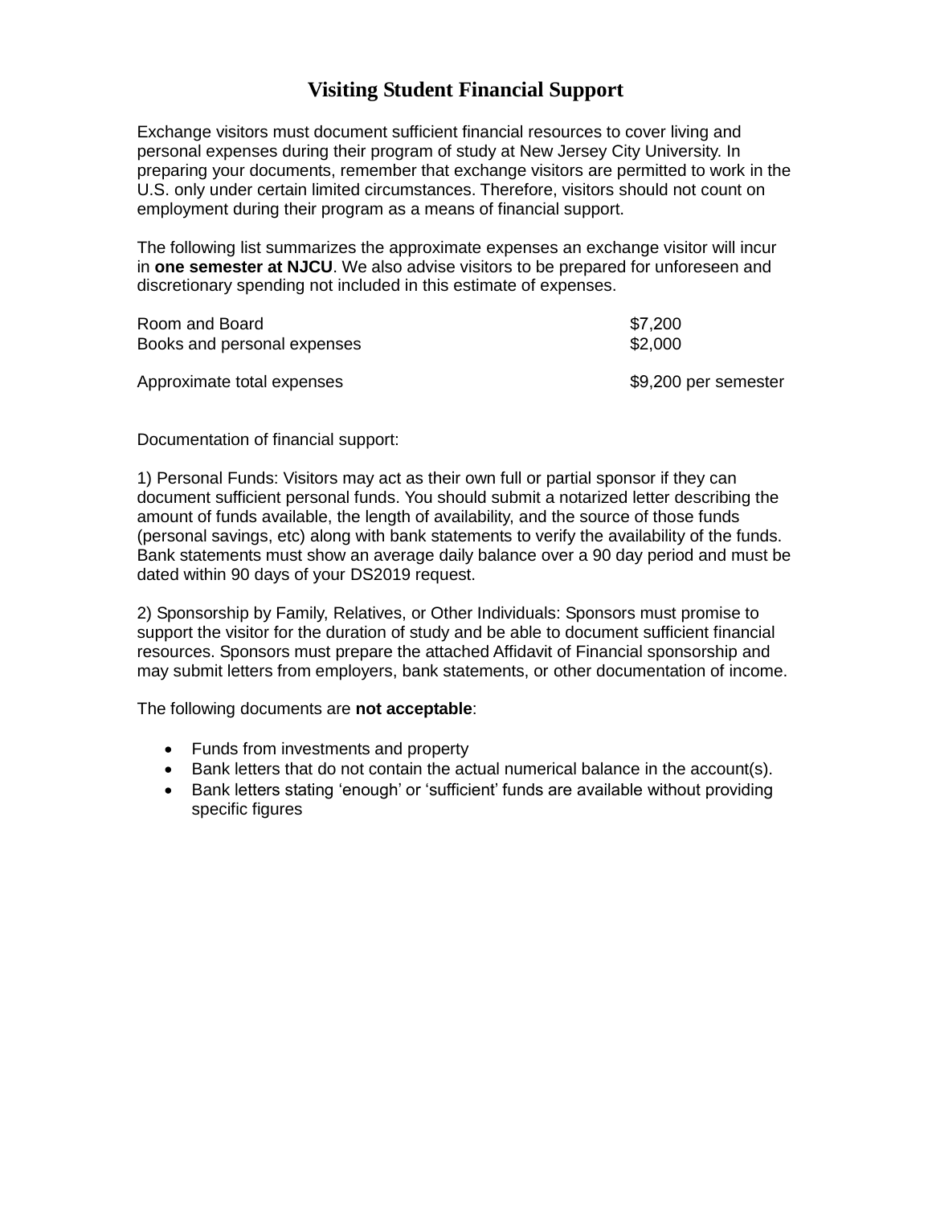# Visiting Student Financial Support

Exchange visitors must document sufficient financial resources to cover living and personal expenses during their program of study at New Jersey City University. In preparing your documents, remember that exchange visitors are permitted to work in the U.S. only under certain limited circumstances. Therefore, visitors should not count on employment during their program as a means of financial support.

The following list summarizes the approximate expenses an exchange visitor will incur in **one semester at NJCU**. We also advise visitors to be prepared for unforeseen and discretionary spending not included in this estimate of expenses.

| | |
|---|---|
| Room and Board | \$7,200 |
| Books and personal expenses | \$2,000 |
| Approximate total expenses | \$9,200 per semester |

Documentation of financial support:

1) Personal Funds: Visitors may act as their own full or partial sponsor if they can document sufficient personal funds. You should submit a notarized letter describing the amount of funds available, the length of availability, and the source of those funds (personal savings, etc) along with bank statements to verify the availability of the funds. Bank statements must show an average daily balance over a 90 day period and must be dated within 90 days of your DS2019 request.

2) Sponsorship by Family, Relatives, or Other Individuals: Sponsors must promise to support the visitor for the duration of study and be able to document sufficient financial resources. Sponsors must prepare the attached Affidavit of Financial sponsorship and may submit letters from employers, bank statements, or other documentation of income.

The following documents are **not acceptable**:

- Funds from investments and property
- Bank letters that do not contain the actual numerical balance in the account(s).
- Bank letters stating 'enough' or 'sufficient' funds are available without providing specific figures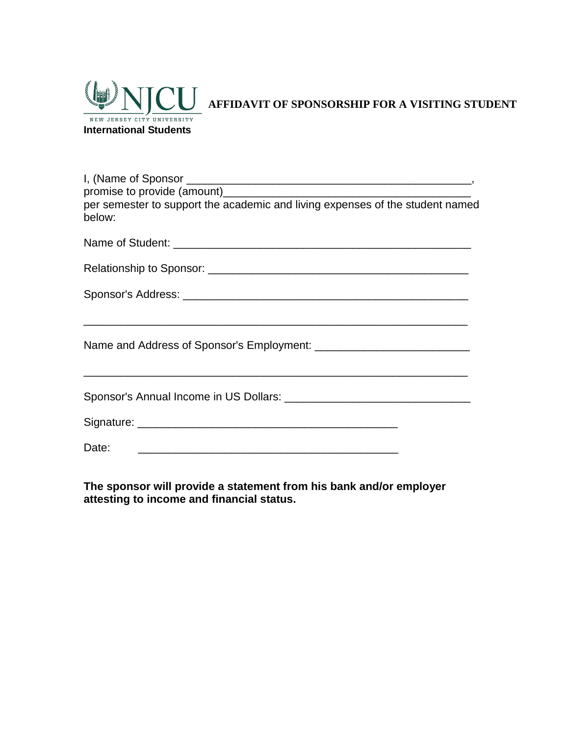NJCU

NEW JERSEY CITY UNIVERSITY

**International Students**

# AFFIDAVIT OF SPONSORSHIP FOR A VISITING STUDENT

I, (Name of Sponsor ______________________________________________,
promise to provide (amount)________________________________________
per semester to support the academic and living expenses of the student named below:

Name of Student: ________________________________________________

Relationship to Sponsor: ___________________________________________

Sponsor's Address: _______________________________________________

_________________________________________________________________

Name and Address of Sponsor's Employment: _________________________

_________________________________________________________________

Sponsor's Annual Income in US Dollars: _____________________________

Signature: __________________________________________

Date: __________________________________________

**The sponsor will provide a statement from his bank and/or employer attesting to income and financial status.**